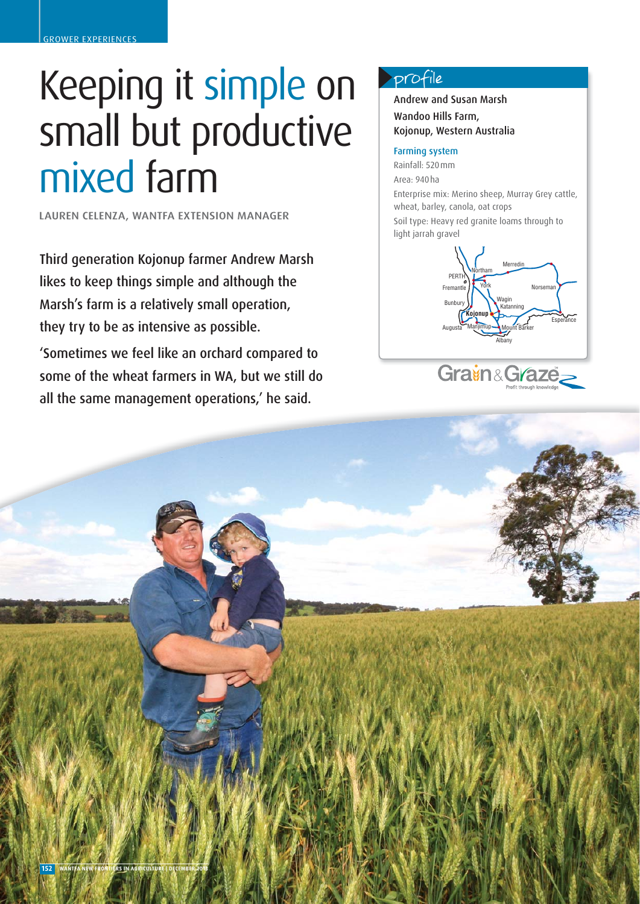# Keeping it simple on small but productive mixed farm

**LAUREN CELENZA, WANTFA EXTENSION MANAGER**

Third generation Kojonup farmer Andrew Marsh likes to keep things simple and although the Marsh's farm is a relatively small operation, they try to be as intensive as possible.

'Sometimes we feel like an orchard compared to some of the wheat farmers in WA, but we still do all the same management operations,' he said.

## profile

Andrew and Susan Marsh
Wandoo Hills Farm,
Kojonup, Western Australia

### Farming system

Rainfall: 520 mm

Area: 940 ha

Enterprise mix: Merino sheep, Murray Grey cattle, wheat, barley, canola, oat crops

Soil type: Heavy red granite loams through to light jarrah gravel

Merredin
Northam
PERTH
Fremantle
York
Norseman
Wagin
Bunbury
Katanning
Kojonup
Esperance
Augusta
Manjimup
Mount Barker
Albany

Grain & Graze
Profit through knowledge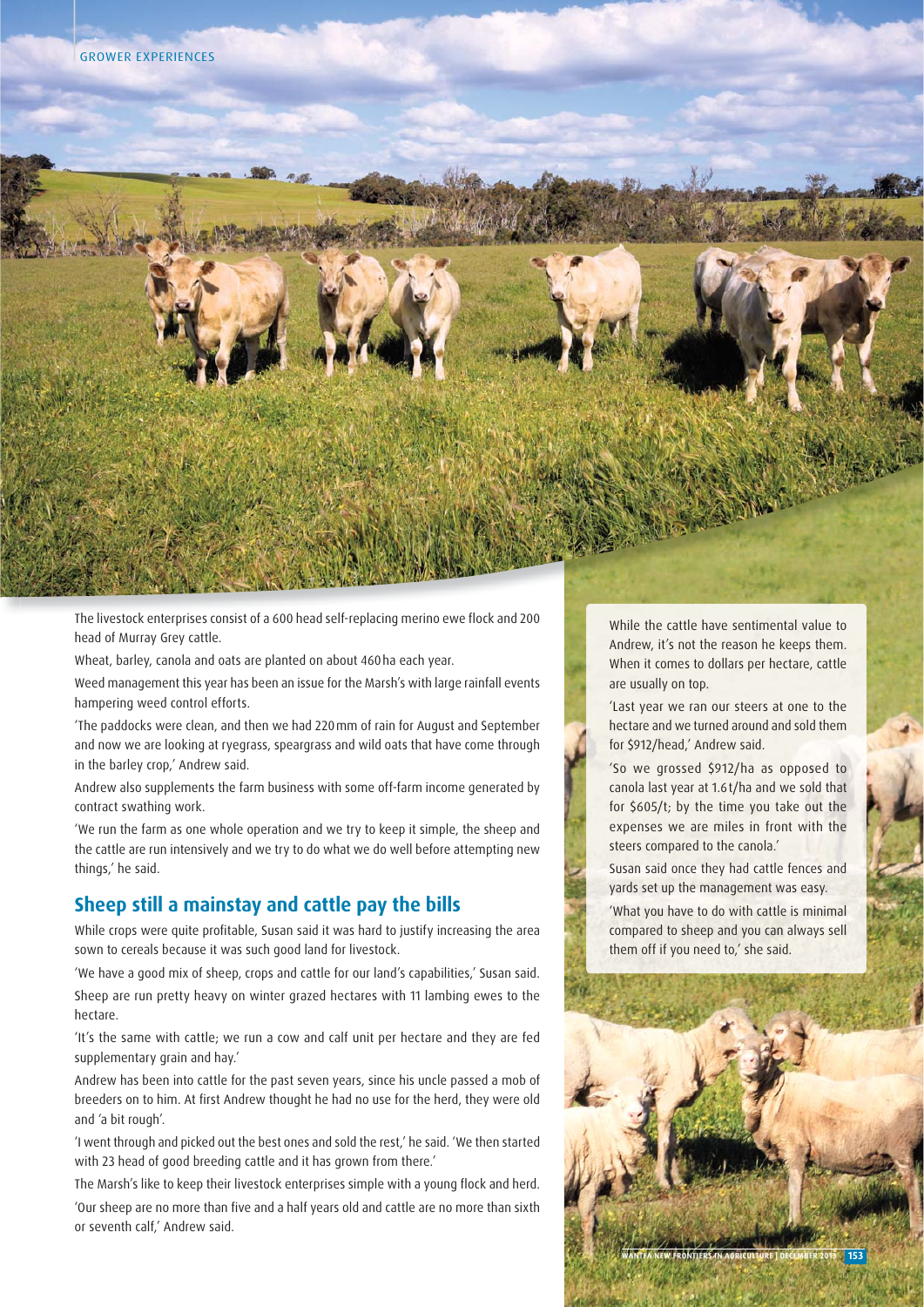The livestock enterprises consist of a 600 head self-replacing merino ewe flock and 200 head of Murray Grey cattle.

Wheat, barley, canola and oats are planted on about 460 ha each year.

Weed management this year has been an issue for the Marsh's with large rainfall events hampering weed control efforts.

'The paddocks were clean, and then we had 220 mm of rain for August and September and now we are looking at ryegrass, speargrass and wild oats that have come through in the barley crop,' Andrew said.

Andrew also supplements the farm business with some off-farm income generated by contract swathing work.

'We run the farm as one whole operation and we try to keep it simple, the sheep and the cattle are run intensively and we try to do what we do well before attempting new things,' he said.

## Sheep still a mainstay and cattle pay the bills

While crops were quite profitable, Susan said it was hard to justify increasing the area sown to cereals because it was such good land for livestock.

'We have a good mix of sheep, crops and cattle for our land's capabilities,' Susan said.

Sheep are run pretty heavy on winter grazed hectares with 11 lambing ewes to the hectare.

'It's the same with cattle; we run a cow and calf unit per hectare and they are fed supplementary grain and hay.'

Andrew has been into cattle for the past seven years, since his uncle passed a mob of breeders on to him. At first Andrew thought he had no use for the herd, they were old and 'a bit rough'.

'I went through and picked out the best ones and sold the rest,' he said. 'We then started with 23 head of good breeding cattle and it has grown from there.'

The Marsh's like to keep their livestock enterprises simple with a young flock and herd.

'Our sheep are no more than five and a half years old and cattle are no more than sixth or seventh calf,' Andrew said.

While the cattle have sentimental value to Andrew, it's not the reason he keeps them. When it comes to dollars per hectare, cattle are usually on top.

'Last year we ran our steers at one to the hectare and we turned around and sold them for $912/head,' Andrew said.

'So we grossed $912/ha as opposed to canola last year at 1.6 t/ha and we sold that for $605/t; by the time you take out the expenses we are miles in front with the steers compared to the canola.'

Susan said once they had cattle fences and yards set up the management was easy.

'What you have to do with cattle is minimal compared to sheep and you can always sell them off if you need to,' she said.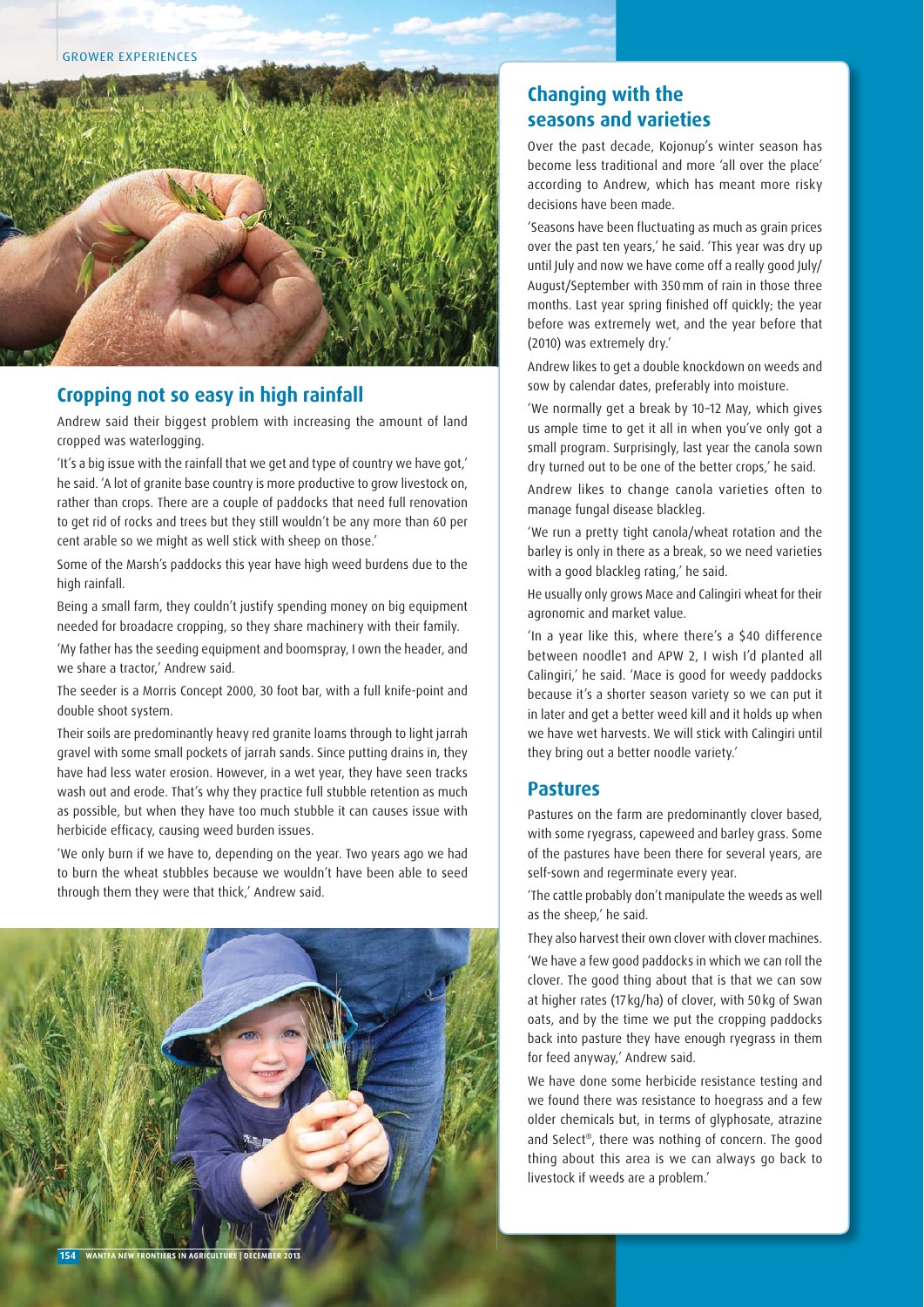## Cropping not so easy in high rainfall

Andrew said their biggest problem with increasing the amount of land cropped was waterlogging.

'It's a big issue with the rainfall that we get and type of country we have got,' he said. 'A lot of granite base country is more productive to grow livestock on, rather than crops. There are a couple of paddocks that need full renovation to get rid of rocks and trees but they still wouldn't be any more than 60 per cent arable so we might as well stick with sheep on those.'

Some of the Marsh's paddocks this year have high weed burdens due to the high rainfall.

Being a small farm, they couldn't justify spending money on big equipment needed for broadacre cropping, so they share machinery with their family.

'My father has the seeding equipment and boomspray, I own the header, and we share a tractor,' Andrew said.

The seeder is a Morris Concept 2000, 30 foot bar, with a full knife-point and double shoot system.

Their soils are predominantly heavy red granite loams through to light jarrah gravel with some small pockets of jarrah sands. Since putting drains in, they have had less water erosion. However, in a wet year, they have seen tracks wash out and erode. That's why they practice full stubble retention as much as possible, but when they have too much stubble it can causes issue with herbicide efficacy, causing weed burden issues.

'We only burn if we have to, depending on the year. Two years ago we had to burn the wheat stubbles because we wouldn't have been able to seed through them they were that thick,' Andrew said.

## Changing with the seasons and varieties

Over the past decade, Kojonup's winter season has become less traditional and more 'all over the place' according to Andrew, which has meant more risky decisions have been made.

'Seasons have been fluctuating as much as grain prices over the past ten years,' he said. 'This year was dry up until July and now we have come off a really good July/August/September with 350 mm of rain in those three months. Last year spring finished off quickly; the year before was extremely wet, and the year before that (2010) was extremely dry.'

Andrew likes to get a double knockdown on weeds and sow by calendar dates, preferably into moisture.

'We normally get a break by 10–12 May, which gives us ample time to get it all in when you've only got a small program. Surprisingly, last year the canola sown dry turned out to be one of the better crops,' he said.

Andrew likes to change canola varieties often to manage fungal disease blackleg.

'We run a pretty tight canola/wheat rotation and the barley is only in there as a break, so we need varieties with a good blackleg rating,' he said.

He usually only grows Mace and Calingiri wheat for their agronomic and market value.

'In a year like this, where there's a $40 difference between noodle1 and APW 2, I wish I'd planted all Calingiri,' he said. 'Mace is good for weedy paddocks because it's a shorter season variety so we can put it in later and get a better weed kill and it holds up when we have wet harvests. We will stick with Calingiri until they bring out a better noodle variety.'

## Pastures

Pastures on the farm are predominantly clover based, with some ryegrass, capeweed and barley grass. Some of the pastures have been there for several years, are self-sown and regerminate every year.

'The cattle probably don't manipulate the weeds as well as the sheep,' he said.

They also harvest their own clover with clover machines.

'We have a few good paddocks in which we can roll the clover. The good thing about that is that we can sow at higher rates (17 kg/ha) of clover, with 50 kg of Swan oats, and by the time we put the cropping paddocks back into pasture they have enough ryegrass in them for feed anyway,' Andrew said.

We have done some herbicide resistance testing and we found there was resistance to hoegrass and a few older chemicals but, in terms of glyphosate, atrazine and Select®, there was nothing of concern. The good thing about this area is we can always go back to livestock if weeds are a problem.'